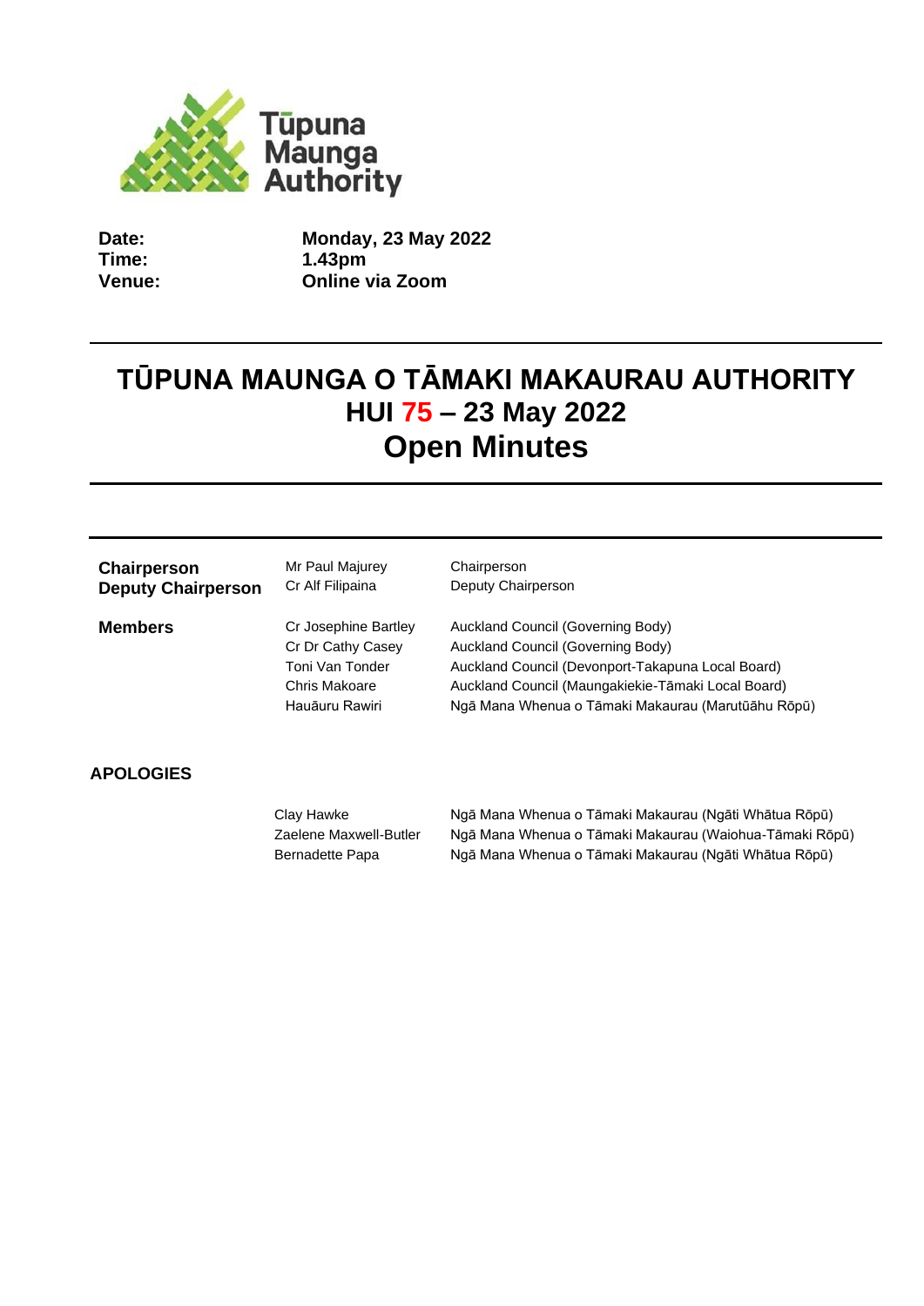Tūpuna Maunga Authority

| | |
|---|---|
| **Date:** | **Monday, 23 May 2022** |
| **Time:** | **1.43pm** |
| **Venue:** | **Online via Zoom** |

# TŪPUNA MAUNGA O TĀMAKI MAKAURAU AUTHORITY
# HUI 75 – 23 May 2022
# Open Minutes

| | | |
|---|---|---|
| **Chairperson** | Mr Paul Majurey | Chairperson |
| **Deputy Chairperson** | Cr Alf Filipaina | Deputy Chairperson |
| **Members** | Cr Josephine Bartley | Auckland Council (Governing Body) |
| | Cr Dr Cathy Casey | Auckland Council (Governing Body) |
| | Toni Van Tonder | Auckland Council (Devonport-Takapuna Local Board) |
| | Chris Makoare | Auckland Council (Maungakiekie-Tāmaki Local Board) |
| | Hauāuru Rawiri | Ngā Mana Whenua o Tāmaki Makaurau (Marutūāhu Rōpū) |

## APOLOGIES

| | |
|---|---|
| Clay Hawke | Ngā Mana Whenua o Tāmaki Makaurau (Ngāti Whātua Rōpū) |
| Zaelene Maxwell-Butler | Ngā Mana Whenua o Tāmaki Makaurau (Waiohua-Tāmaki Rōpū) |
| Bernadette Papa | Ngā Mana Whenua o Tāmaki Makaurau (Ngāti Whātua Rōpū) |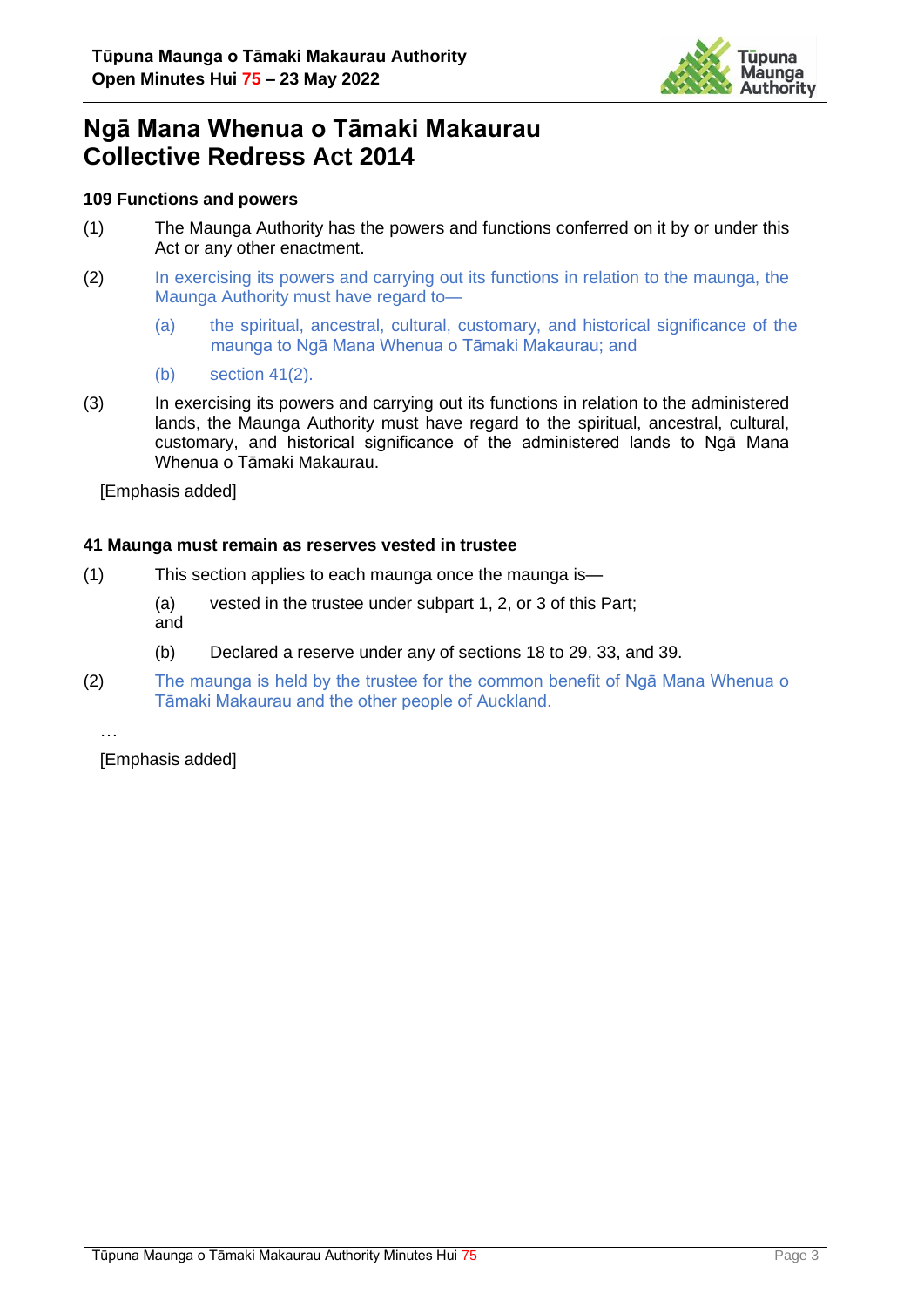# Ngā Mana Whenua o Tāmaki Makaurau Collective Redress Act 2014

### 109 Functions and powers

(1) The Maunga Authority has the powers and functions conferred on it by or under this Act or any other enactment.

(2) In exercising its powers and carrying out its functions in relation to the maunga, the Maunga Authority must have regard to—

  (a) the spiritual, ancestral, cultural, customary, and historical significance of the maunga to Ngā Mana Whenua o Tāmaki Makaurau; and

  (b) section 41(2).

(3) In exercising its powers and carrying out its functions in relation to the administered lands, the Maunga Authority must have regard to the spiritual, ancestral, cultural, customary, and historical significance of the administered lands to Ngā Mana Whenua o Tāmaki Makaurau.

[Emphasis added]

### 41 Maunga must remain as reserves vested in trustee

(1) This section applies to each maunga once the maunga is—

  (a) vested in the trustee under subpart 1, 2, or 3 of this Part; and

  (b) Declared a reserve under any of sections 18 to 29, 33, and 39.

(2) The maunga is held by the trustee for the common benefit of Ngā Mana Whenua o Tāmaki Makaurau and the other people of Auckland.

…

[Emphasis added]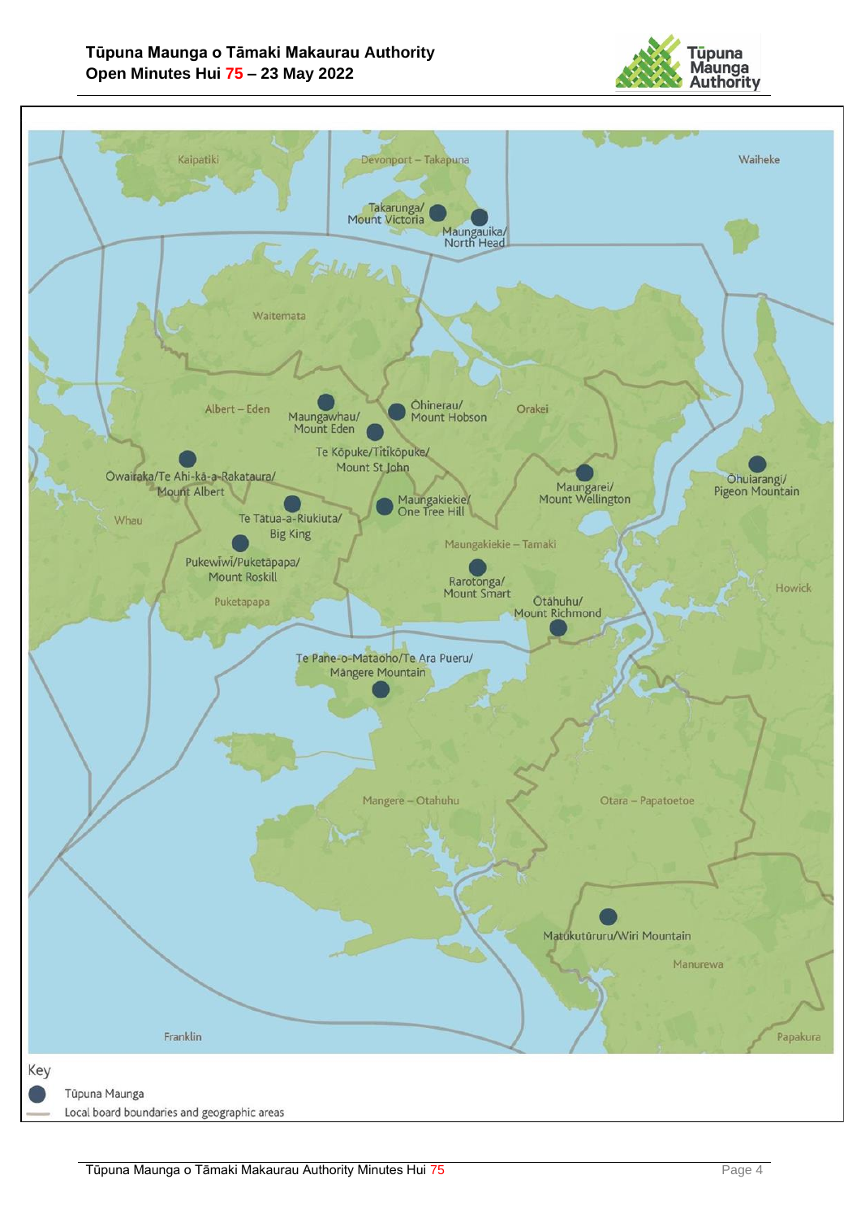Kaipatiki

Devonport – Takapuna

Waiheke

Takarunga/
Mount Victoria

Maungauika/
North Head

Waitemata

Albert – Eden

Maungawhau/
Mount Eden

Ōhinerau/
Mount Hobson

Orakei

Te Kōpuke/Tītīkōpuke/
Mount St John

Ōwairaka/Te Ahi-kā-a-Rakataura/
Mount Albert

Maungarei/
Mount Wellington

Ōhuiarangi/
Pigeon Mountain

Whau

Te Tātua-a-Riukiuta/
Big King

Maungakiekie/
One Tree Hill

Maungakiekie – Tamaki

Pukewīwī/Puketāpapa/
Mount Roskill

Puketapapa

Rarotonga/
Mount Smart

Ōtāhuhu/
Mount Richmond

Howick

Te Pane-o-Mataoho/Te Ara Pueru/
Māngere Mountain

Mangere – Otahuhu

Otara – Papatoetoe

Matukutūruru/Wiri Mountain

Manurewa

Franklin

Papakura

Key

- Tūpuna Maunga
- Local board boundaries and geographic areas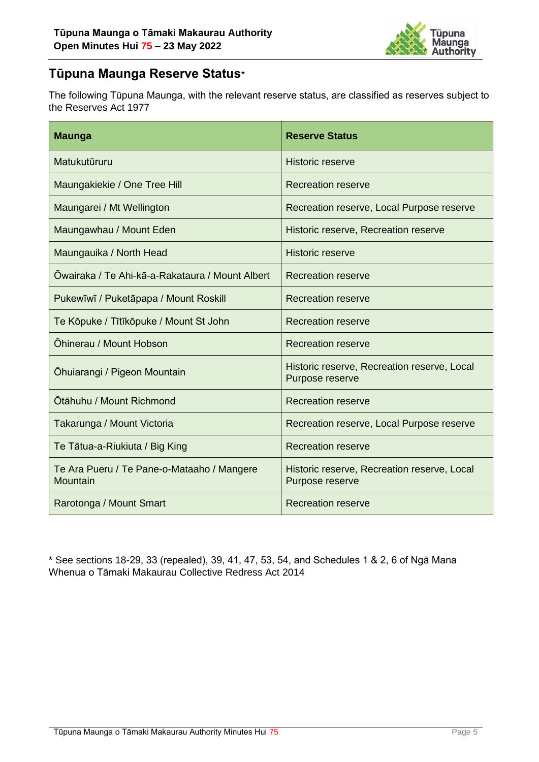## Tūpuna Maunga Reserve Status*

The following Tūpuna Maunga, with the relevant reserve status, are classified as reserves subject to the Reserves Act 1977

| Maunga | Reserve Status |
| --- | --- |
| Matukutūruru | Historic reserve |
| Maungakiekie / One Tree Hill | Recreation reserve |
| Maungarei / Mt Wellington | Recreation reserve, Local Purpose reserve |
| Maungawhau / Mount Eden | Historic reserve, Recreation reserve |
| Maungauika / North Head | Historic reserve |
| Ōwairaka / Te Ahi-kā-a-Rakataura / Mount Albert | Recreation reserve |
| Pukewīwī / Puketāpapa / Mount Roskill | Recreation reserve |
| Te Kōpuke / Tītīkōpuke / Mount St John | Recreation reserve |
| Ōhinerau / Mount Hobson | Recreation reserve |
| Ōhuiarangi / Pigeon Mountain | Historic reserve, Recreation reserve, Local Purpose reserve |
| Ōtāhuhu / Mount Richmond | Recreation reserve |
| Takarunga / Mount Victoria | Recreation reserve, Local Purpose reserve |
| Te Tātua-a-Riukiuta / Big King | Recreation reserve |
| Te Ara Pueru / Te Pane-o-Mataaho / Mangere Mountain | Historic reserve, Recreation reserve, Local Purpose reserve |
| Rarotonga / Mount Smart | Recreation reserve |

* See sections 18-29, 33 (repealed), 39, 41, 47, 53, 54, and Schedules 1 & 2, 6 of Ngā Mana Whenua o Tāmaki Makaurau Collective Redress Act 2014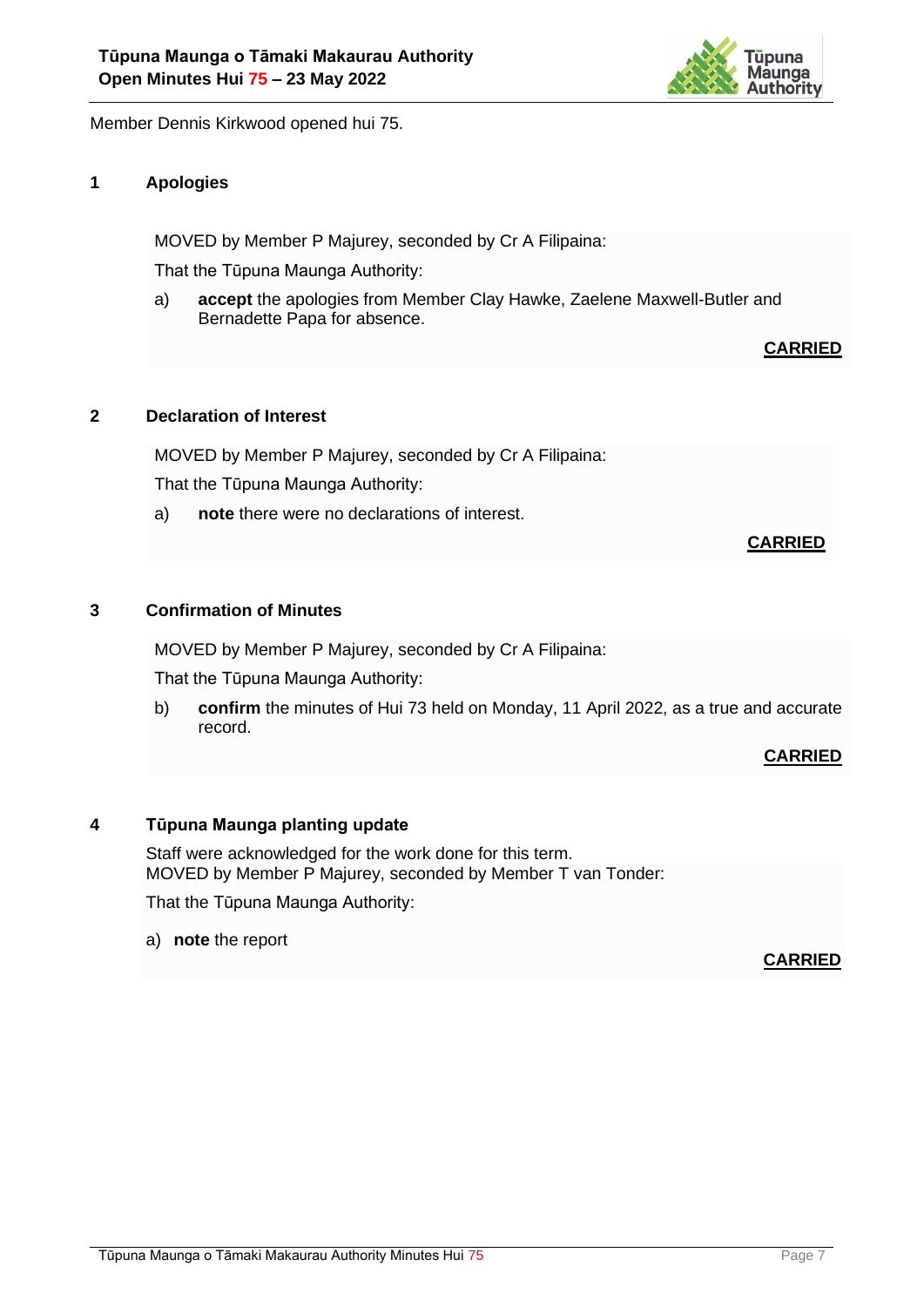Member Dennis Kirkwood opened hui 75.

## 1 Apologies

MOVED by Member P Majurey, seconded by Cr A Filipaina:

That the Tūpuna Maunga Authority:

a) **accept** the apologies from Member Clay Hawke, Zaelene Maxwell-Butler and Bernadette Papa for absence.

**CARRIED**

## 2 Declaration of Interest

MOVED by Member P Majurey, seconded by Cr A Filipaina:

That the Tūpuna Maunga Authority:

a) **note** there were no declarations of interest.

**CARRIED**

## 3 Confirmation of Minutes

MOVED by Member P Majurey, seconded by Cr A Filipaina:

That the Tūpuna Maunga Authority:

b) **confirm** the minutes of Hui 73 held on Monday, 11 April 2022, as a true and accurate record.

**CARRIED**

## 4 Tūpuna Maunga planting update

Staff were acknowledged for the work done for this term.
MOVED by Member P Majurey, seconded by Member T van Tonder:

That the Tūpuna Maunga Authority:

a) **note** the report

**CARRIED**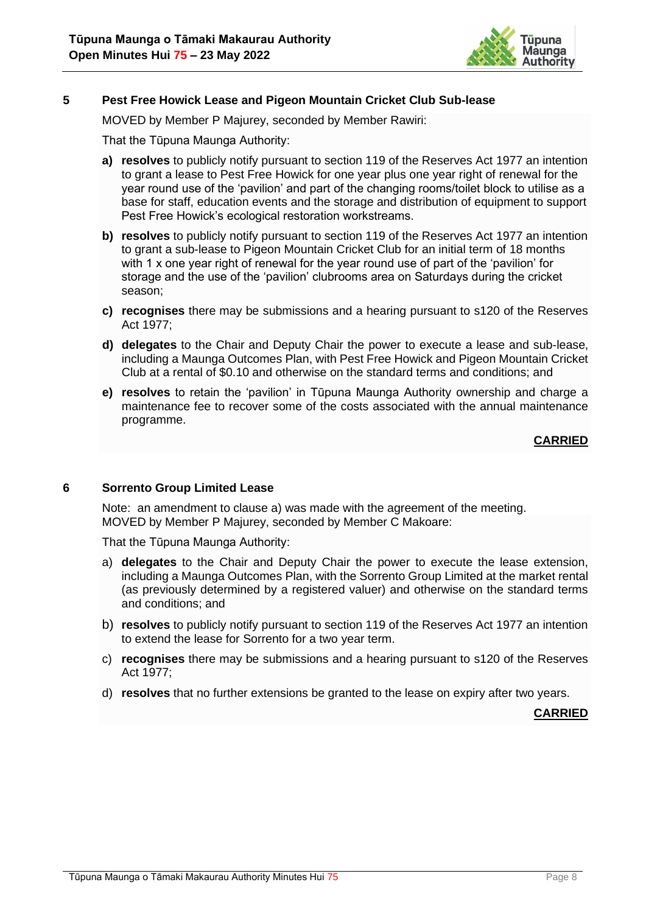## 5 Pest Free Howick Lease and Pigeon Mountain Cricket Club Sub-lease

MOVED by Member P Majurey, seconded by Member Rawiri:

That the Tūpuna Maunga Authority:

- **a) resolves** to publicly notify pursuant to section 119 of the Reserves Act 1977 an intention to grant a lease to Pest Free Howick for one year plus one year right of renewal for the year round use of the 'pavilion' and part of the changing rooms/toilet block to utilise as a base for staff, education events and the storage and distribution of equipment to support Pest Free Howick's ecological restoration workstreams.
- **b) resolves** to publicly notify pursuant to section 119 of the Reserves Act 1977 an intention to grant a sub-lease to Pigeon Mountain Cricket Club for an initial term of 18 months with 1 x one year right of renewal for the year round use of part of the 'pavilion' for storage and the use of the 'pavilion' clubrooms area on Saturdays during the cricket season;
- **c) recognises** there may be submissions and a hearing pursuant to s120 of the Reserves Act 1977;
- **d) delegates** to the Chair and Deputy Chair the power to execute a lease and sub-lease, including a Maunga Outcomes Plan, with Pest Free Howick and Pigeon Mountain Cricket Club at a rental of $0.10 and otherwise on the standard terms and conditions; and
- **e) resolves** to retain the 'pavilion' in Tūpuna Maunga Authority ownership and charge a maintenance fee to recover some of the costs associated with the annual maintenance programme.

**CARRIED**

## 6 Sorrento Group Limited Lease

Note: an amendment to clause a) was made with the agreement of the meeting.
MOVED by Member P Majurey, seconded by Member C Makoare:

That the Tūpuna Maunga Authority:

- a) **delegates** to the Chair and Deputy Chair the power to execute the lease extension, including a Maunga Outcomes Plan, with the Sorrento Group Limited at the market rental (as previously determined by a registered valuer) and otherwise on the standard terms and conditions; and
- b) **resolves** to publicly notify pursuant to section 119 of the Reserves Act 1977 an intention to extend the lease for Sorrento for a two year term.
- c) **recognises** there may be submissions and a hearing pursuant to s120 of the Reserves Act 1977;
- d) **resolves** that no further extensions be granted to the lease on expiry after two years.

**CARRIED**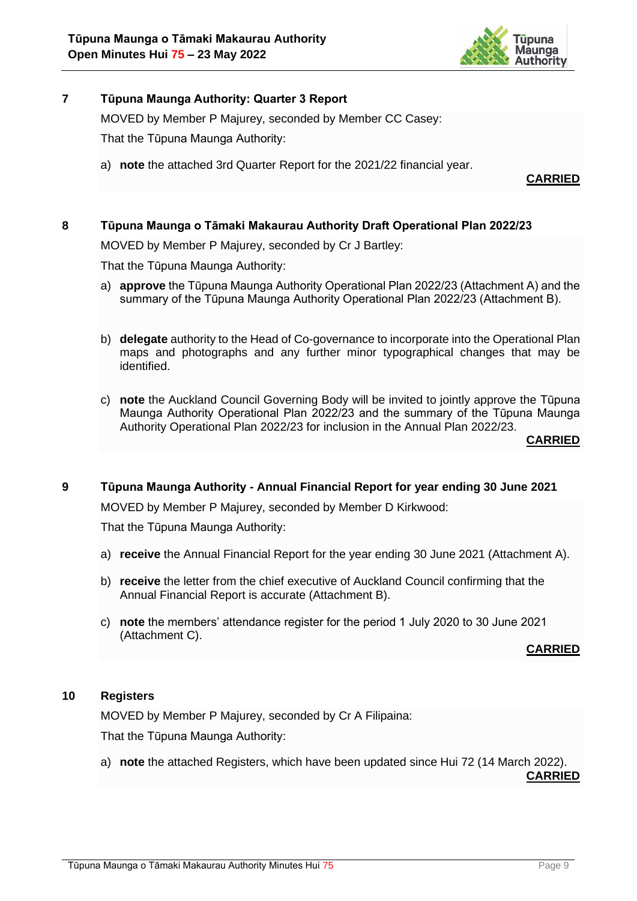## 7 Tūpuna Maunga Authority: Quarter 3 Report

MOVED by Member P Majurey, seconded by Member CC Casey:

That the Tūpuna Maunga Authority:

a) **note** the attached 3rd Quarter Report for the 2021/22 financial year.

**CARRIED**

## 8 Tūpuna Maunga o Tāmaki Makaurau Authority Draft Operational Plan 2022/23

MOVED by Member P Majurey, seconded by Cr J Bartley:

That the Tūpuna Maunga Authority:

a) **approve** the Tūpuna Maunga Authority Operational Plan 2022/23 (Attachment A) and the summary of the Tūpuna Maunga Authority Operational Plan 2022/23 (Attachment B).

b) **delegate** authority to the Head of Co-governance to incorporate into the Operational Plan maps and photographs and any further minor typographical changes that may be identified.

c) **note** the Auckland Council Governing Body will be invited to jointly approve the Tūpuna Maunga Authority Operational Plan 2022/23 and the summary of the Tūpuna Maunga Authority Operational Plan 2022/23 for inclusion in the Annual Plan 2022/23.

**CARRIED**

## 9 Tūpuna Maunga Authority - Annual Financial Report for year ending 30 June 2021

MOVED by Member P Majurey, seconded by Member D Kirkwood:

That the Tūpuna Maunga Authority:

a) **receive** the Annual Financial Report for the year ending 30 June 2021 (Attachment A).

b) **receive** the letter from the chief executive of Auckland Council confirming that the Annual Financial Report is accurate (Attachment B).

c) **note** the members' attendance register for the period 1 July 2020 to 30 June 2021 (Attachment C).

**CARRIED**

## 10 Registers

MOVED by Member P Majurey, seconded by Cr A Filipaina:

That the Tūpuna Maunga Authority:

a) **note** the attached Registers, which have been updated since Hui 72 (14 March 2022).

**CARRIED**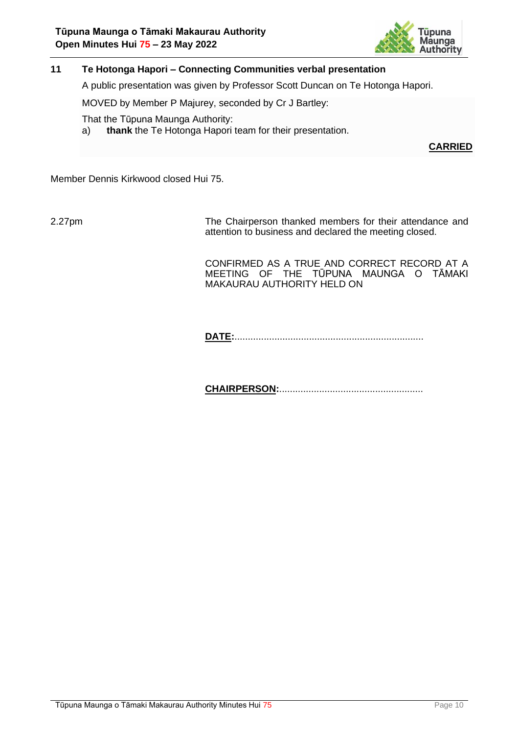## 11 Te Hotonga Hapori – Connecting Communities verbal presentation

A public presentation was given by Professor Scott Duncan on Te Hotonga Hapori.

MOVED by Member P Majurey, seconded by Cr J Bartley:

That the Tūpuna Maunga Authority:

a) **thank** the Te Hotonga Hapori team for their presentation.

**CARRIED**

Member Dennis Kirkwood closed Hui 75.

2.27pm

The Chairperson thanked members for their attendance and attention to business and declared the meeting closed.

CONFIRMED AS A TRUE AND CORRECT RECORD AT A MEETING OF THE TŪPUNA MAUNGA O TĀMAKI MAKAURAU AUTHORITY HELD ON

**DATE:**.......................................................................

**CHAIRPERSON:**......................................................